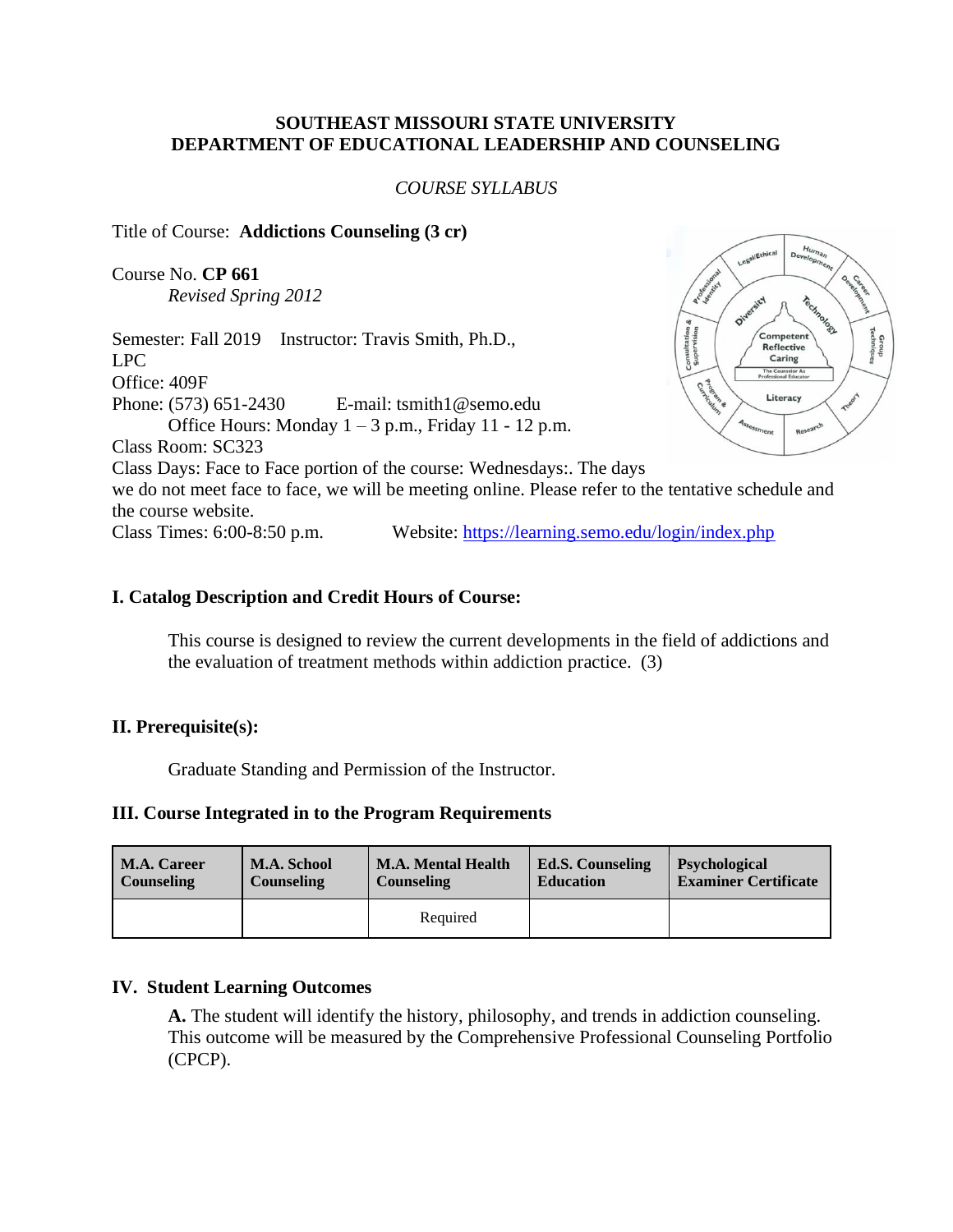**SOUTHEAST MISSOURI STATE UNIVERSITY**
**DEPARTMENT OF EDUCATIONAL LEADERSHIP AND COUNSELING**

*COURSE SYLLABUS*

Title of Course: **Addictions Counseling (3 cr)**

Course No. **CP 661**
*Revised Spring 2012*

Semester: Fall 2019 Instructor: Travis Smith, Ph.D., LPC
Office: 409F
Phone: (573) 651-2430 E-mail: tsmith1@semo.edu
Office Hours: Monday 1 – 3 p.m., Friday 11 - 12 p.m.
Class Room: SC323
Class Days: Face to Face portion of the course: Wednesdays:. The days we do not meet face to face, we will be meeting online. Please refer to the tentative schedule and the course website.
Class Times: 6:00-8:50 p.m. Website: https://learning.semo.edu/login/index.php

## I. Catalog Description and Credit Hours of Course:

This course is designed to review the current developments in the field of addictions and the evaluation of treatment methods within addiction practice. (3)

## II. Prerequisite(s):

Graduate Standing and Permission of the Instructor.

## III. Course Integrated in to the Program Requirements

| M.A. Career Counseling | M.A. School Counseling | M.A. Mental Health Counseling | Ed.S. Counseling Education | Psychological Examiner Certificate |
|---|---|---|---|---|
| | | Required | | |

## IV. Student Learning Outcomes

**A.** The student will identify the history, philosophy, and trends in addiction counseling. This outcome will be measured by the Comprehensive Professional Counseling Portfolio (CPCP).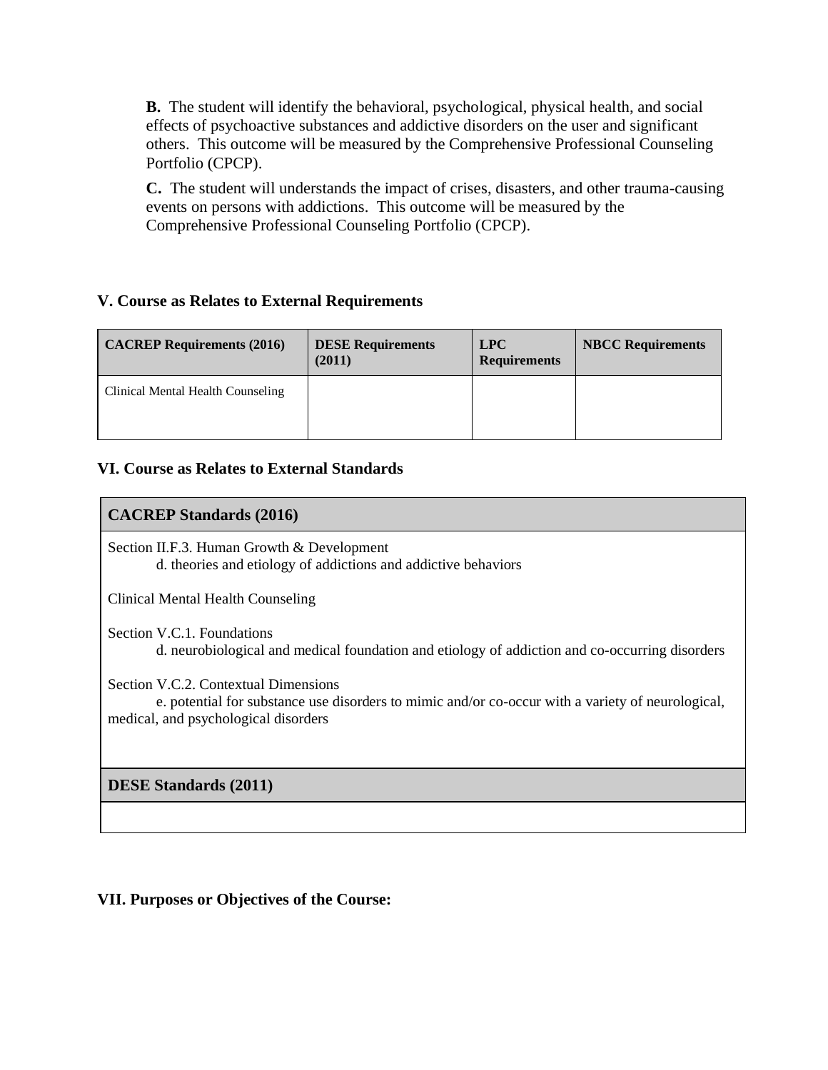**B.** The student will identify the behavioral, psychological, physical health, and social effects of psychoactive substances and addictive disorders on the user and significant others. This outcome will be measured by the Comprehensive Professional Counseling Portfolio (CPCP).

**C.** The student will understands the impact of crises, disasters, and other trauma-causing events on persons with addictions. This outcome will be measured by the Comprehensive Professional Counseling Portfolio (CPCP).

## V. Course as Relates to External Requirements

| CACREP Requirements (2016) | DESE Requirements (2011) | LPC Requirements | NBCC Requirements |
|---|---|---|---|
| Clinical Mental Health Counseling | | | |

## VI. Course as Relates to External Standards

| CACREP Standards (2016) |
|---|
| Section II.F.3. Human Growth & Development<br>d. theories and etiology of addictions and addictive behaviors<br><br>Clinical Mental Health Counseling<br><br>Section V.C.1. Foundations<br>d. neurobiological and medical foundation and etiology of addiction and co-occurring disorders<br><br>Section V.C.2. Contextual Dimensions<br>e. potential for substance use disorders to mimic and/or co-occur with a variety of neurological, medical, and psychological disorders |

| DESE Standards (2011) |
|---|
| |

## VII. Purposes or Objectives of the Course: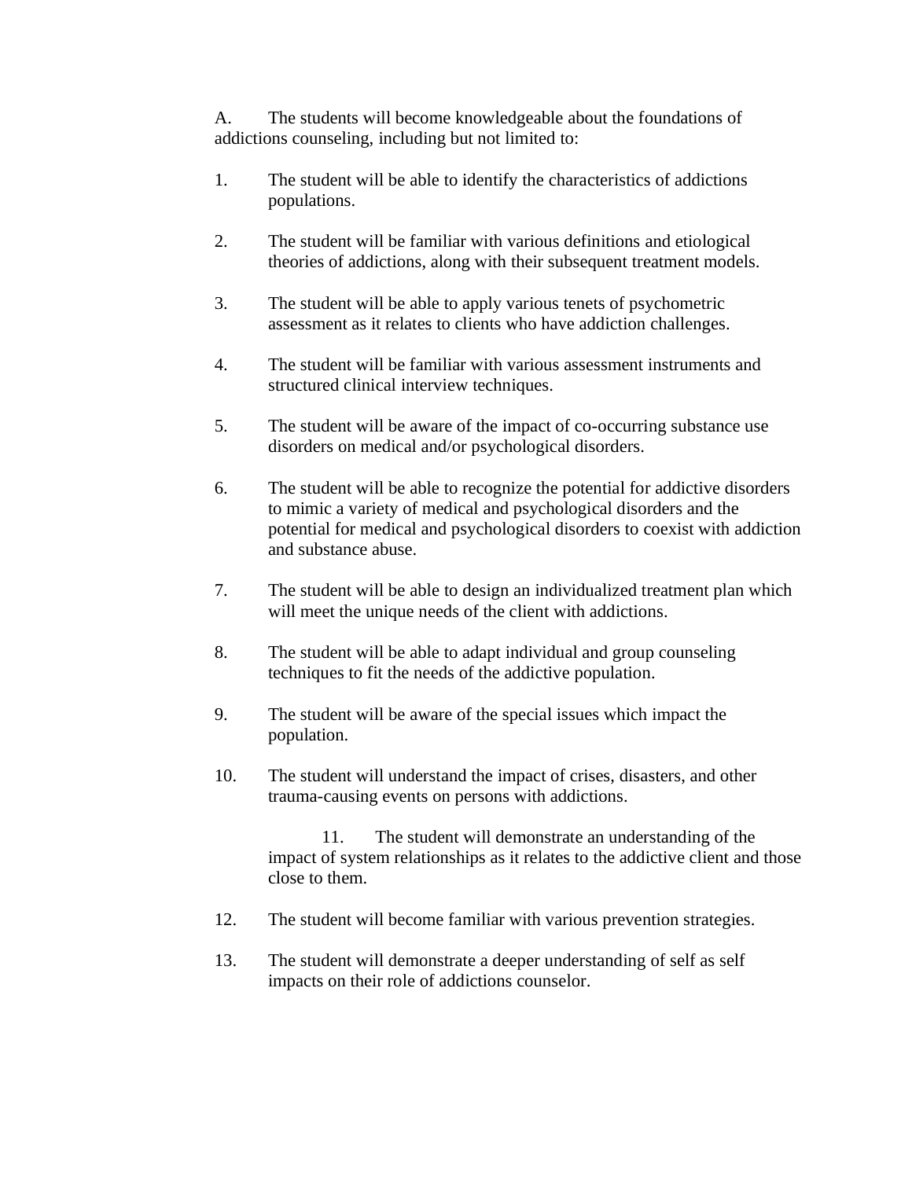A. The students will become knowledgeable about the foundations of addictions counseling, including but not limited to:

1. The student will be able to identify the characteristics of addictions populations.

2. The student will be familiar with various definitions and etiological theories of addictions, along with their subsequent treatment models.

3. The student will be able to apply various tenets of psychometric assessment as it relates to clients who have addiction challenges.

4. The student will be familiar with various assessment instruments and structured clinical interview techniques.

5. The student will be aware of the impact of co-occurring substance use disorders on medical and/or psychological disorders.

6. The student will be able to recognize the potential for addictive disorders to mimic a variety of medical and psychological disorders and the potential for medical and psychological disorders to coexist with addiction and substance abuse.

7. The student will be able to design an individualized treatment plan which will meet the unique needs of the client with addictions.

8. The student will be able to adapt individual and group counseling techniques to fit the needs of the addictive population.

9. The student will be aware of the special issues which impact the population.

10. The student will understand the impact of crises, disasters, and other trauma-causing events on persons with addictions.

11. The student will demonstrate an understanding of the impact of system relationships as it relates to the addictive client and those close to them.

12. The student will become familiar with various prevention strategies.

13. The student will demonstrate a deeper understanding of self as self impacts on their role of addictions counselor.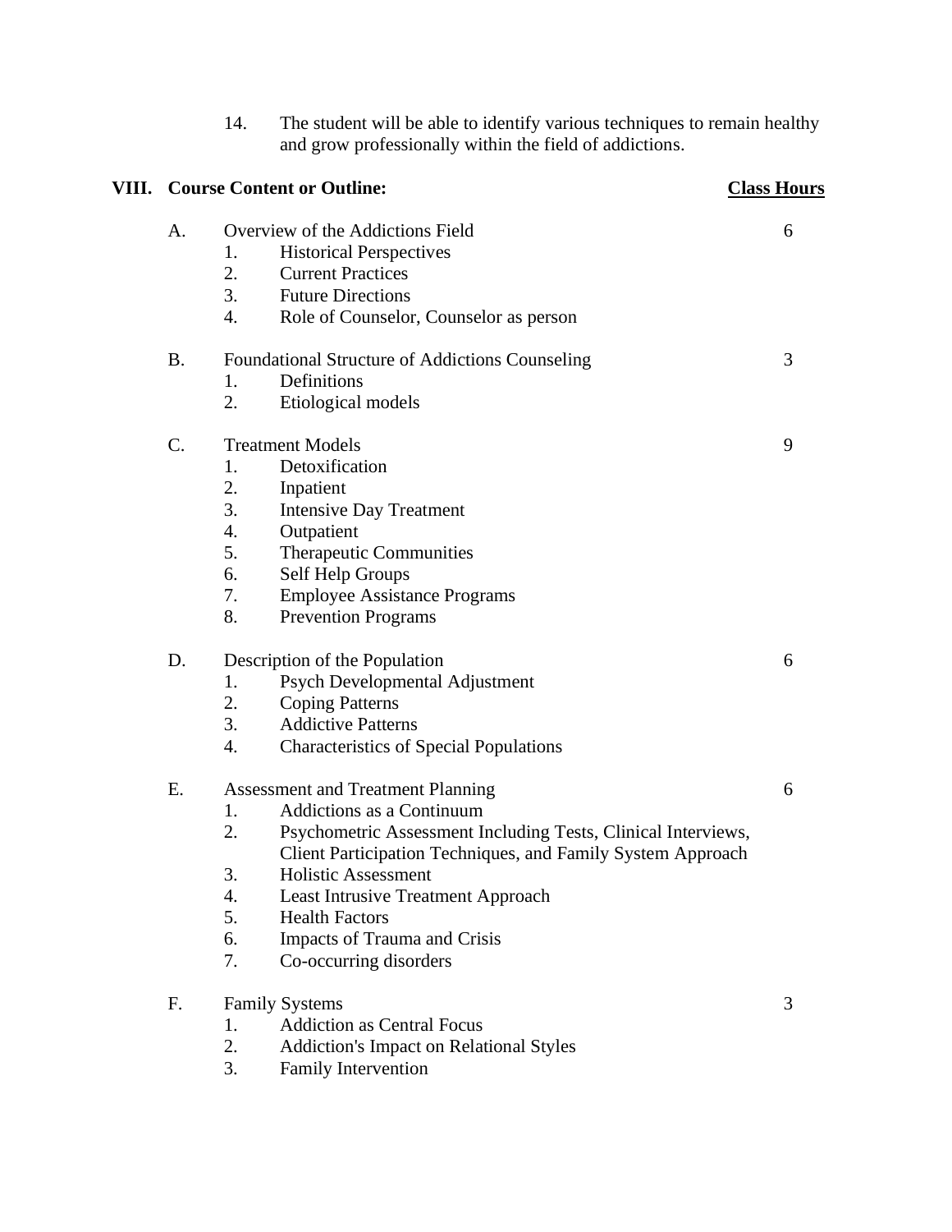14. The student will be able to identify various techniques to remain healthy and grow professionally within the field of addictions.

## VIII. Course Content or Outline:

| | Class Hours |
|---|---|
| **A. Overview of the Addictions Field** | 6 |
| 1. Historical Perspectives | |
| 2. Current Practices | |
| 3. Future Directions | |
| 4. Role of Counselor, Counselor as person | |
| **B. Foundational Structure of Addictions Counseling** | 3 |
| 1. Definitions | |
| 2. Etiological models | |
| **C. Treatment Models** | 9 |
| 1. Detoxification | |
| 2. Inpatient | |
| 3. Intensive Day Treatment | |
| 4. Outpatient | |
| 5. Therapeutic Communities | |
| 6. Self Help Groups | |
| 7. Employee Assistance Programs | |
| 8. Prevention Programs | |
| **D. Description of the Population** | 6 |
| 1. Psych Developmental Adjustment | |
| 2. Coping Patterns | |
| 3. Addictive Patterns | |
| 4. Characteristics of Special Populations | |
| **E. Assessment and Treatment Planning** | 6 |
| 1. Addictions as a Continuum | |
| 2. Psychometric Assessment Including Tests, Clinical Interviews, Client Participation Techniques, and Family System Approach | |
| 3. Holistic Assessment | |
| 4. Least Intrusive Treatment Approach | |
| 5. Health Factors | |
| 6. Impacts of Trauma and Crisis | |
| 7. Co-occurring disorders | |
| **F. Family Systems** | 3 |
| 1. Addiction as Central Focus | |
| 2. Addiction's Impact on Relational Styles | |
| 3. Family Intervention | |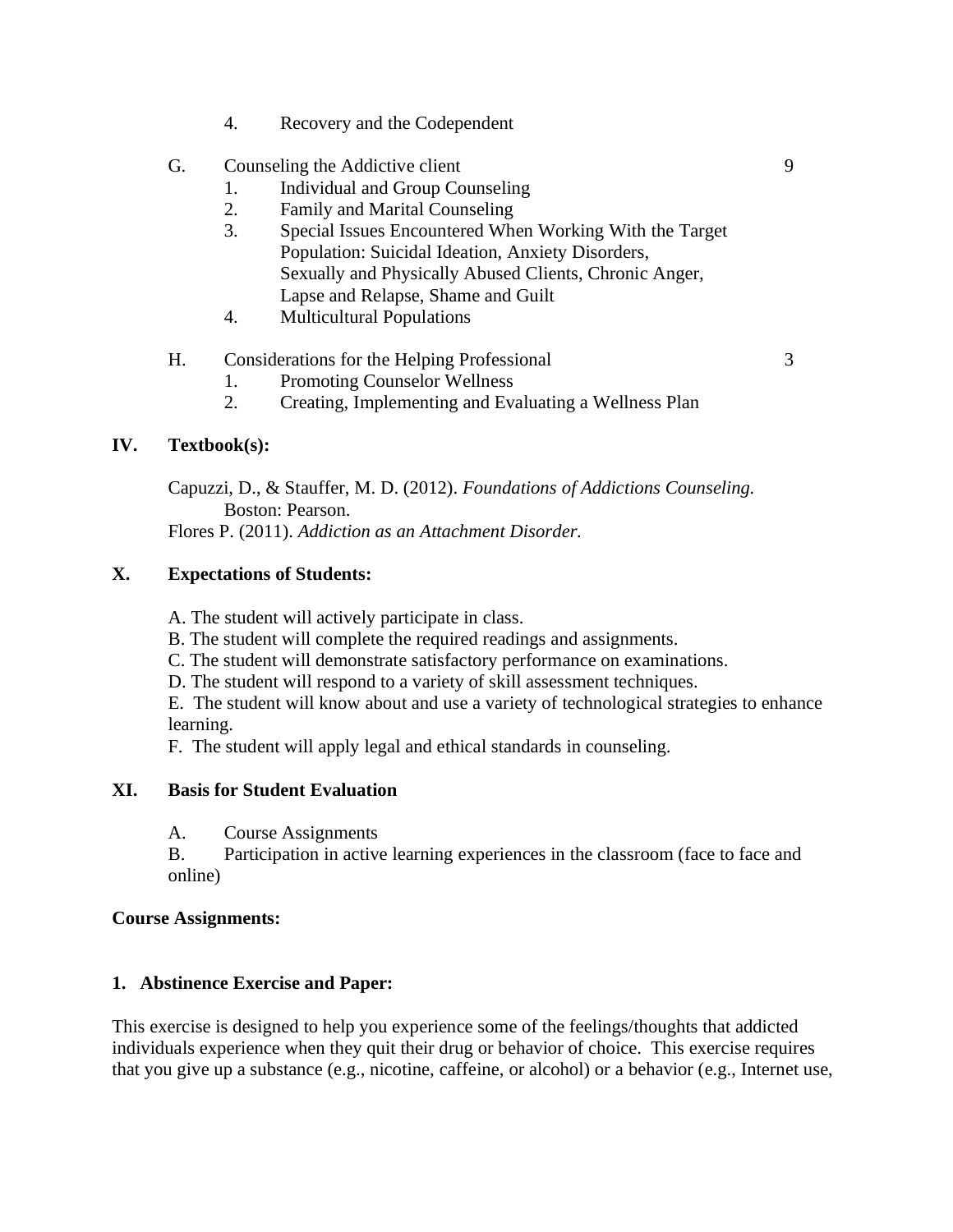4. Recovery and the Codependent

G. Counseling the Addictive client — 9
   1. Individual and Group Counseling
   2. Family and Marital Counseling
   3. Special Issues Encountered When Working With the Target Population: Suicidal Ideation, Anxiety Disorders, Sexually and Physically Abused Clients, Chronic Anger, Lapse and Relapse, Shame and Guilt
   4. Multicultural Populations

H. Considerations for the Helping Professional — 3
   1. Promoting Counselor Wellness
   2. Creating, Implementing and Evaluating a Wellness Plan

## IV. Textbook(s):

Capuzzi, D., & Stauffer, M. D. (2012). *Foundations of Addictions Counseling.* Boston: Pearson.

Flores P. (2011). *Addiction as an Attachment Disorder.*

## X. Expectations of Students:

A. The student will actively participate in class.

B. The student will complete the required readings and assignments.

C. The student will demonstrate satisfactory performance on examinations.

D. The student will respond to a variety of skill assessment techniques.

E. The student will know about and use a variety of technological strategies to enhance learning.

F. The student will apply legal and ethical standards in counseling.

## XI. Basis for Student Evaluation

A. Course Assignments

B. Participation in active learning experiences in the classroom (face to face and online)

**Course Assignments:**

**1. Abstinence Exercise and Paper:**

This exercise is designed to help you experience some of the feelings/thoughts that addicted individuals experience when they quit their drug or behavior of choice. This exercise requires that you give up a substance (e.g., nicotine, caffeine, or alcohol) or a behavior (e.g., Internet use,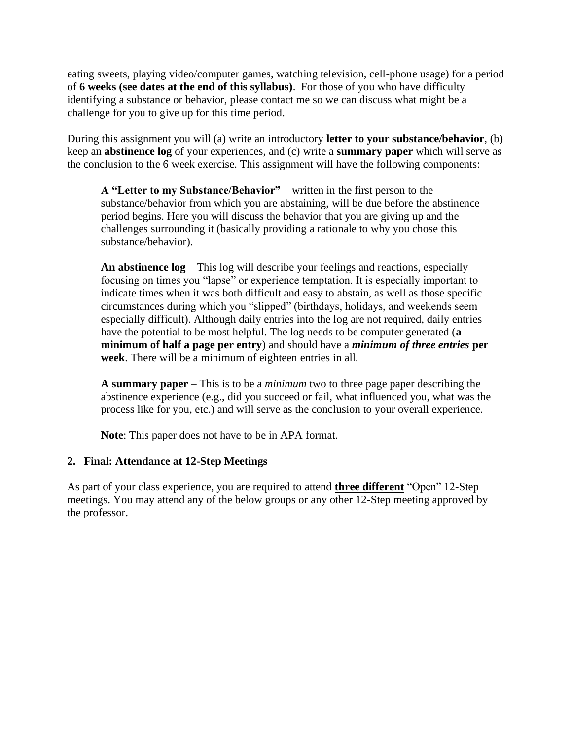eating sweets, playing video/computer games, watching television, cell-phone usage) for a period of **6 weeks (see dates at the end of this syllabus)**. For those of you who have difficulty identifying a substance or behavior, please contact me so we can discuss what might <u>be a challenge</u> for you to give up for this time period.

During this assignment you will (a) write an introductory **letter to your substance/behavior**, (b) keep an **abstinence log** of your experiences, and (c) write a **summary paper** which will serve as the conclusion to the 6 week exercise. This assignment will have the following components:

> **A "Letter to my Substance/Behavior"** – written in the first person to the substance/behavior from which you are abstaining, will be due before the abstinence period begins. Here you will discuss the behavior that you are giving up and the challenges surrounding it (basically providing a rationale to why you chose this substance/behavior).
>
> **An abstinence log** – This log will describe your feelings and reactions, especially focusing on times you "lapse" or experience temptation. It is especially important to indicate times when it was both difficult and easy to abstain, as well as those specific circumstances during which you "slipped" (birthdays, holidays, and weekends seem especially difficult). Although daily entries into the log are not required, daily entries have the potential to be most helpful. The log needs to be computer generated (**a minimum of half a page per entry**) and should have a ***minimum of three entries*** **per week**. There will be a minimum of eighteen entries in all.
>
> **A summary paper** – This is to be a *minimum* two to three page paper describing the abstinence experience (e.g., did you succeed or fail, what influenced you, what was the process like for you, etc.) and will serve as the conclusion to your overall experience.
>
> **Note**: This paper does not have to be in APA format.

### 2. Final: Attendance at 12-Step Meetings

As part of your class experience, you are required to attend **<u>three different</u>** "Open" 12-Step meetings. You may attend any of the below groups or any other 12-Step meeting approved by the professor.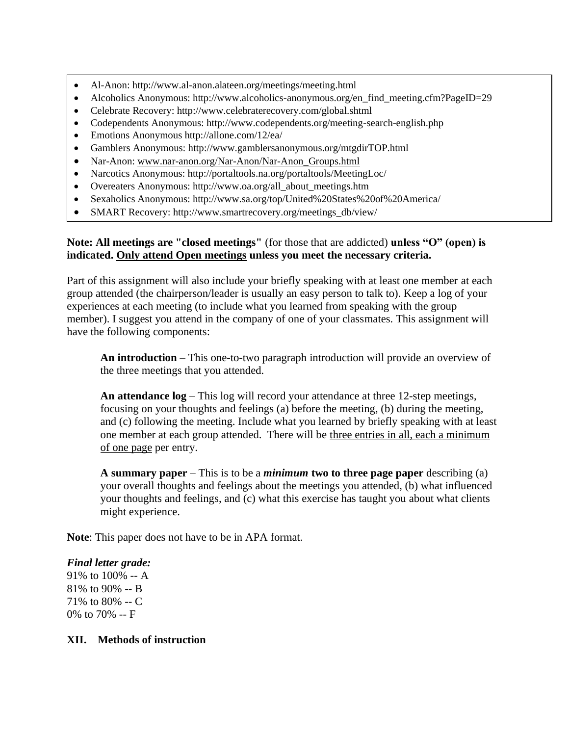- Al-Anon: http://www.al-anon.alateen.org/meetings/meeting.html
- Alcoholics Anonymous: http://www.alcoholics-anonymous.org/en_find_meeting.cfm?PageID=29
- Celebrate Recovery: http://www.celebraterecovery.com/global.shtml
- Codependents Anonymous: http://www.codependents.org/meeting-search-english.php
- Emotions Anonymous http://allone.com/12/ea/
- Gamblers Anonymous: http://www.gamblersanonymous.org/mtgdirTOP.html
- Nar-Anon: www.nar-anon.org/Nar-Anon/Nar-Anon_Groups.html
- Narcotics Anonymous: http://portaltools.na.org/portaltools/MeetingLoc/
- Overeaters Anonymous: http://www.oa.org/all_about_meetings.htm
- Sexaholics Anonymous: http://www.sa.org/top/United%20States%20of%20America/
- SMART Recovery: http://www.smartrecovery.org/meetings_db/view/

**Note: All meetings are "closed meetings"** (for those that are addicted) **unless "O" (open) is indicated. Only attend Open meetings unless you meet the necessary criteria.**

Part of this assignment will also include your briefly speaking with at least one member at each group attended (the chairperson/leader is usually an easy person to talk to). Keep a log of your experiences at each meeting (to include what you learned from speaking with the group member). I suggest you attend in the company of one of your classmates. This assignment will have the following components:

> **An introduction** – This one-to-two paragraph introduction will provide an overview of the three meetings that you attended.
>
> **An attendance log** – This log will record your attendance at three 12-step meetings, focusing on your thoughts and feelings (a) before the meeting, (b) during the meeting, and (c) following the meeting. Include what you learned by briefly speaking with at least one member at each group attended. There will be three entries in all, each a minimum of one page per entry.
>
> **A summary paper** – This is to be a ***minimum*** **two to three page paper** describing (a) your overall thoughts and feelings about the meetings you attended, (b) what influenced your thoughts and feelings, and (c) what this exercise has taught you about what clients might experience.

**Note**: This paper does not have to be in APA format.

***Final letter grade:***
91% to 100% -- A
81% to 90% -- B
71% to 80% -- C
0% to 70% -- F

## XII. Methods of instruction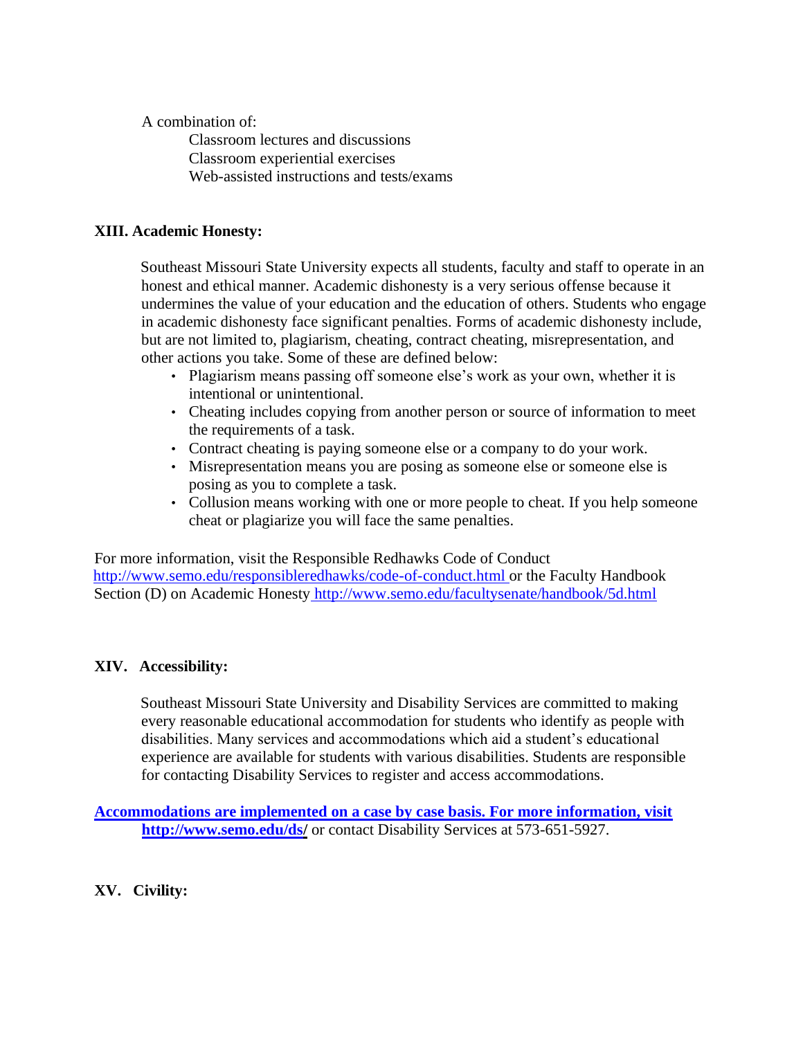A combination of:

- Classroom lectures and discussions
- Classroom experiential exercises
- Web-assisted instructions and tests/exams

### XIII. Academic Honesty:

Southeast Missouri State University expects all students, faculty and staff to operate in an honest and ethical manner. Academic dishonesty is a very serious offense because it undermines the value of your education and the education of others. Students who engage in academic dishonesty face significant penalties. Forms of academic dishonesty include, but are not limited to, plagiarism, cheating, contract cheating, misrepresentation, and other actions you take. Some of these are defined below:

- Plagiarism means passing off someone else's work as your own, whether it is intentional or unintentional.
- Cheating includes copying from another person or source of information to meet the requirements of a task.
- Contract cheating is paying someone else or a company to do your work.
- Misrepresentation means you are posing as someone else or someone else is posing as you to complete a task.
- Collusion means working with one or more people to cheat. If you help someone cheat or plagiarize you will face the same penalties.

For more information, visit the Responsible Redhawks Code of Conduct http://www.semo.edu/responsibleredhawks/code-of-conduct.html or the Faculty Handbook Section (D) on Academic Honesty http://www.semo.edu/facultysenate/handbook/5d.html

### XIV. Accessibility:

Southeast Missouri State University and Disability Services are committed to making every reasonable educational accommodation for students who identify as people with disabilities. Many services and accommodations which aid a student's educational experience are available for students with various disabilities. Students are responsible for contacting Disability Services to register and access accommodations.

**Accommodations are implemented on a case by case basis. For more information, visit http://www.semo.edu/ds/** or contact Disability Services at 573-651-5927.

### XV. Civility: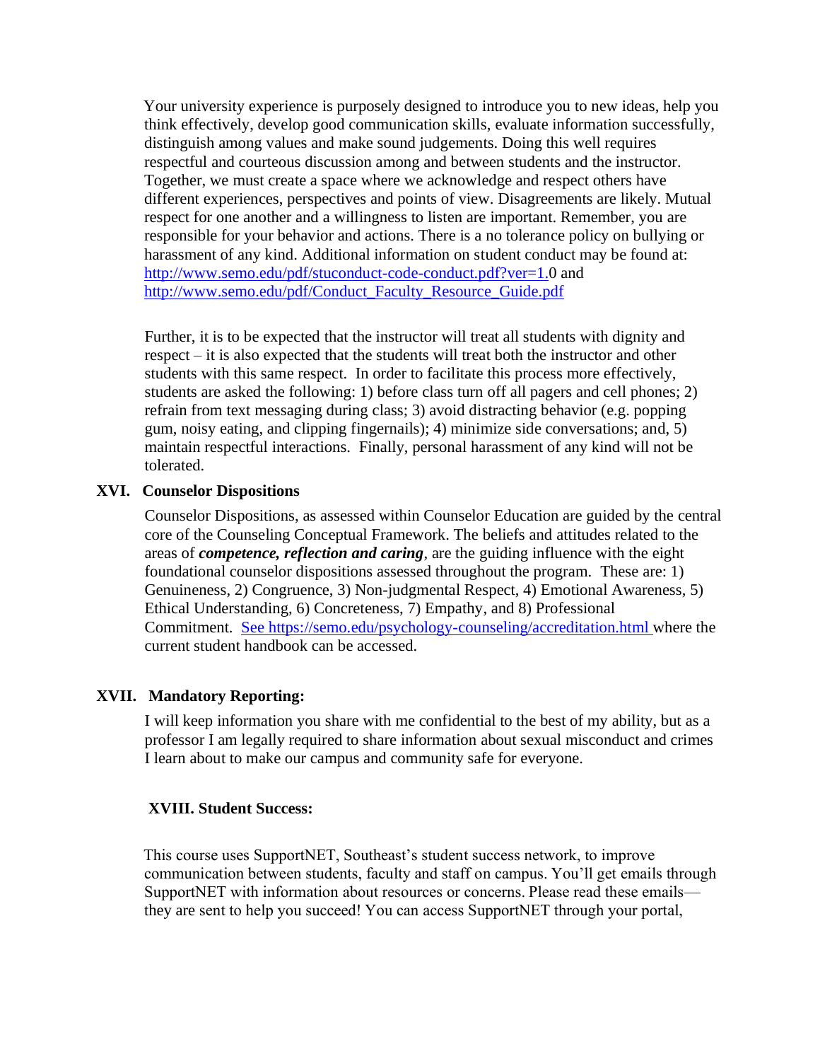Your university experience is purposely designed to introduce you to new ideas, help you think effectively, develop good communication skills, evaluate information successfully, distinguish among values and make sound judgements. Doing this well requires respectful and courteous discussion among and between students and the instructor. Together, we must create a space where we acknowledge and respect others have different experiences, perspectives and points of view. Disagreements are likely. Mutual respect for one another and a willingness to listen are important. Remember, you are responsible for your behavior and actions. There is a no tolerance policy on bullying or harassment of any kind. Additional information on student conduct may be found at: http://www.semo.edu/pdf/stuconduct-code-conduct.pdf?ver=1.0 and http://www.semo.edu/pdf/Conduct_Faculty_Resource_Guide.pdf

Further, it is to be expected that the instructor will treat all students with dignity and respect – it is also expected that the students will treat both the instructor and other students with this same respect. In order to facilitate this process more effectively, students are asked the following: 1) before class turn off all pagers and cell phones; 2) refrain from text messaging during class; 3) avoid distracting behavior (e.g. popping gum, noisy eating, and clipping fingernails); 4) minimize side conversations; and, 5) maintain respectful interactions. Finally, personal harassment of any kind will not be tolerated.

## XVI. Counselor Dispositions

Counselor Dispositions, as assessed within Counselor Education are guided by the central core of the Counseling Conceptual Framework. The beliefs and attitudes related to the areas of ***competence, reflection and caring***, are the guiding influence with the eight foundational counselor dispositions assessed throughout the program. These are: 1) Genuineness, 2) Congruence, 3) Non-judgmental Respect, 4) Emotional Awareness, 5) Ethical Understanding, 6) Concreteness, 7) Empathy, and 8) Professional Commitment. See https://semo.edu/psychology-counseling/accreditation.html where the current student handbook can be accessed.

## XVII. Mandatory Reporting:

I will keep information you share with me confidential to the best of my ability, but as a professor I am legally required to share information about sexual misconduct and crimes I learn about to make our campus and community safe for everyone.

## XVIII. Student Success:

This course uses SupportNET, Southeast's student success network, to improve communication between students, faculty and staff on campus. You'll get emails through SupportNET with information about resources or concerns. Please read these emails—they are sent to help you succeed! You can access SupportNET through your portal,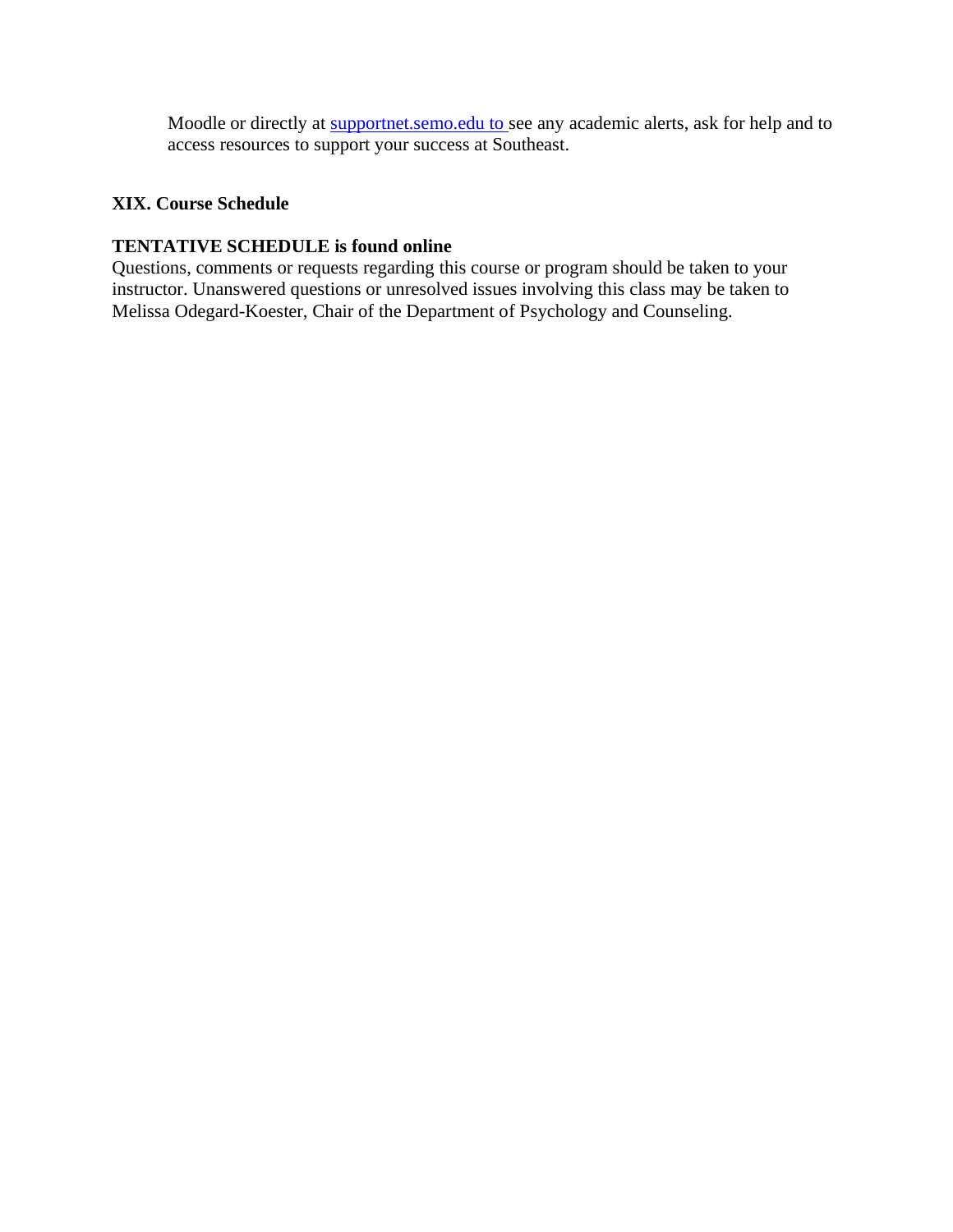Moodle or directly at [supportnet.semo.edu to ](supportnet.semo.edu)see any academic alerts, ask for help and to access resources to support your success at Southeast.

## XIX. Course Schedule

**TENTATIVE SCHEDULE is found online**

Questions, comments or requests regarding this course or program should be taken to your instructor. Unanswered questions or unresolved issues involving this class may be taken to Melissa Odegard-Koester, Chair of the Department of Psychology and Counseling.